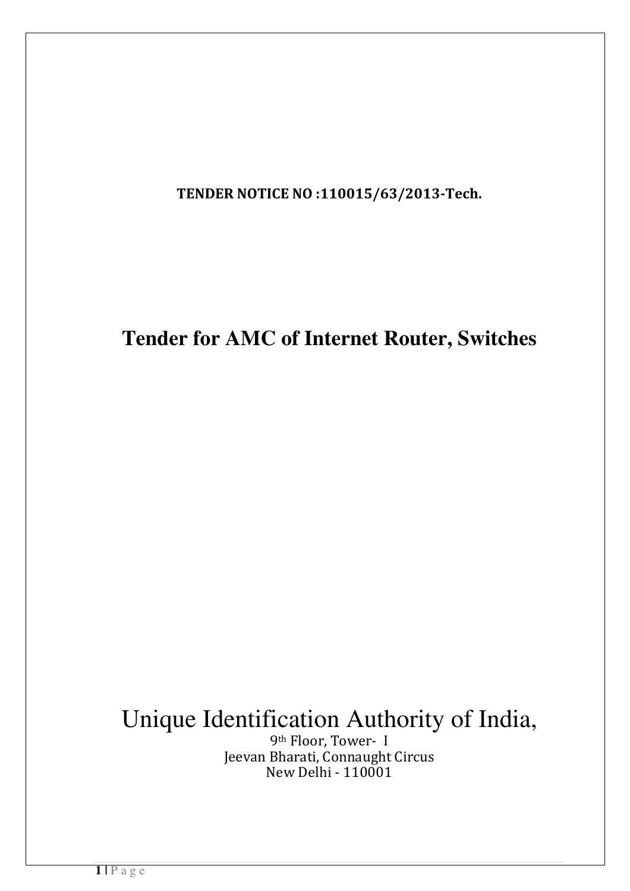**TENDER NOTICE NO :110015/63/2013-Tech.**

# Tender for AMC of Internet Router, Switches

Unique Identification Authority of India,

9th Floor, Tower- I
Jeevan Bharati, Connaught Circus
New Delhi - 110001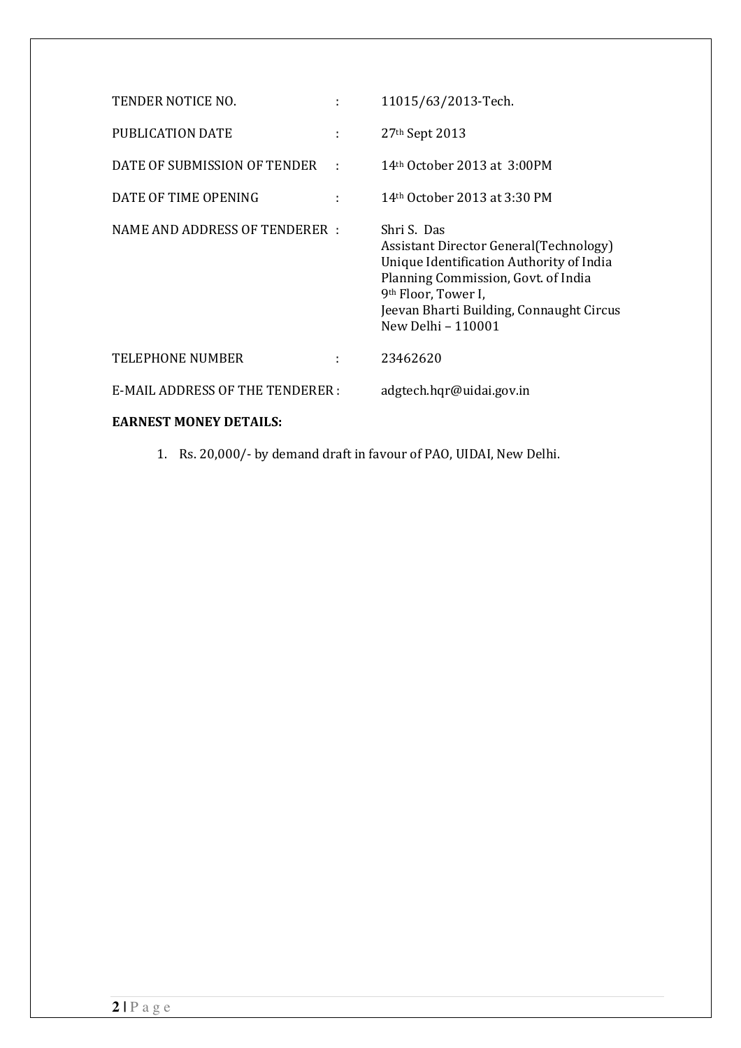| | | |
|---|---|---|
| TENDER NOTICE NO. | : | 11015/63/2013-Tech. |
| PUBLICATION DATE | : | 27th Sept 2013 |
| DATE OF SUBMISSION OF TENDER | : | 14th October 2013 at 3:00PM |
| DATE OF TIME OPENING | : | 14th October 2013 at 3:30 PM |
| NAME AND ADDRESS OF TENDERER | : | Shri S. Das<br>Assistant Director General(Technology)<br>Unique Identification Authority of India<br>Planning Commission, Govt. of India<br>9th Floor, Tower I,<br>Jeevan Bharti Building, Connaught Circus<br>New Delhi – 110001 |
| TELEPHONE NUMBER | : | 23462620 |
| E-MAIL ADDRESS OF THE TENDERER | : | adgtech.hqr@uidai.gov.in |

**EARNEST MONEY DETAILS:**

1. Rs. 20,000/- by demand draft in favour of PAO, UIDAI, New Delhi.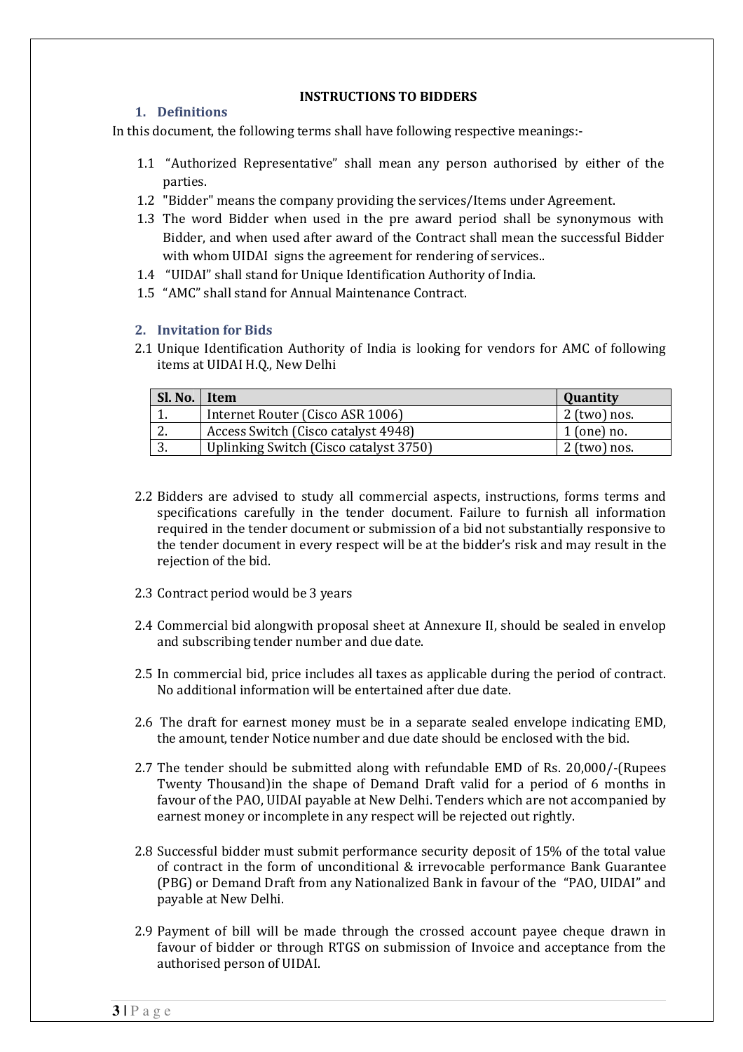# INSTRUCTIONS TO BIDDERS

## 1. Definitions

In this document, the following terms shall have following respective meanings:-

1.1 "Authorized Representative" shall mean any person authorised by either of the parties.

1.2 "Bidder" means the company providing the services/Items under Agreement.

1.3 The word Bidder when used in the pre award period shall be synonymous with Bidder, and when used after award of the Contract shall mean the successful Bidder with whom UIDAI signs the agreement for rendering of services..

1.4 "UIDAI" shall stand for Unique Identification Authority of India.

1.5 "AMC" shall stand for Annual Maintenance Contract.

## 2. Invitation for Bids

2.1 Unique Identification Authority of India is looking for vendors for AMC of following items at UIDAI H.Q., New Delhi

| Sl. No. | Item | Quantity |
|---|---|---|
| 1. | Internet Router (Cisco ASR 1006) | 2 (two) nos. |
| 2. | Access Switch (Cisco catalyst 4948) | 1 (one) no. |
| 3. | Uplinking Switch (Cisco catalyst 3750) | 2 (two) nos. |

2.2 Bidders are advised to study all commercial aspects, instructions, forms terms and specifications carefully in the tender document. Failure to furnish all information required in the tender document or submission of a bid not substantially responsive to the tender document in every respect will be at the bidder's risk and may result in the rejection of the bid.

2.3 Contract period would be 3 years

2.4 Commercial bid alongwith proposal sheet at Annexure II, should be sealed in envelop and subscribing tender number and due date.

2.5 In commercial bid, price includes all taxes as applicable during the period of contract. No additional information will be entertained after due date.

2.6 The draft for earnest money must be in a separate sealed envelope indicating EMD, the amount, tender Notice number and due date should be enclosed with the bid.

2.7 The tender should be submitted along with refundable EMD of Rs. 20,000/-(Rupees Twenty Thousand)in the shape of Demand Draft valid for a period of 6 months in favour of the PAO, UIDAI payable at New Delhi. Tenders which are not accompanied by earnest money or incomplete in any respect will be rejected out rightly.

2.8 Successful bidder must submit performance security deposit of 15% of the total value of contract in the form of unconditional & irrevocable performance Bank Guarantee (PBG) or Demand Draft from any Nationalized Bank in favour of the "PAO, UIDAI" and payable at New Delhi.

2.9 Payment of bill will be made through the crossed account payee cheque drawn in favour of bidder or through RTGS on submission of Invoice and acceptance from the authorised person of UIDAI.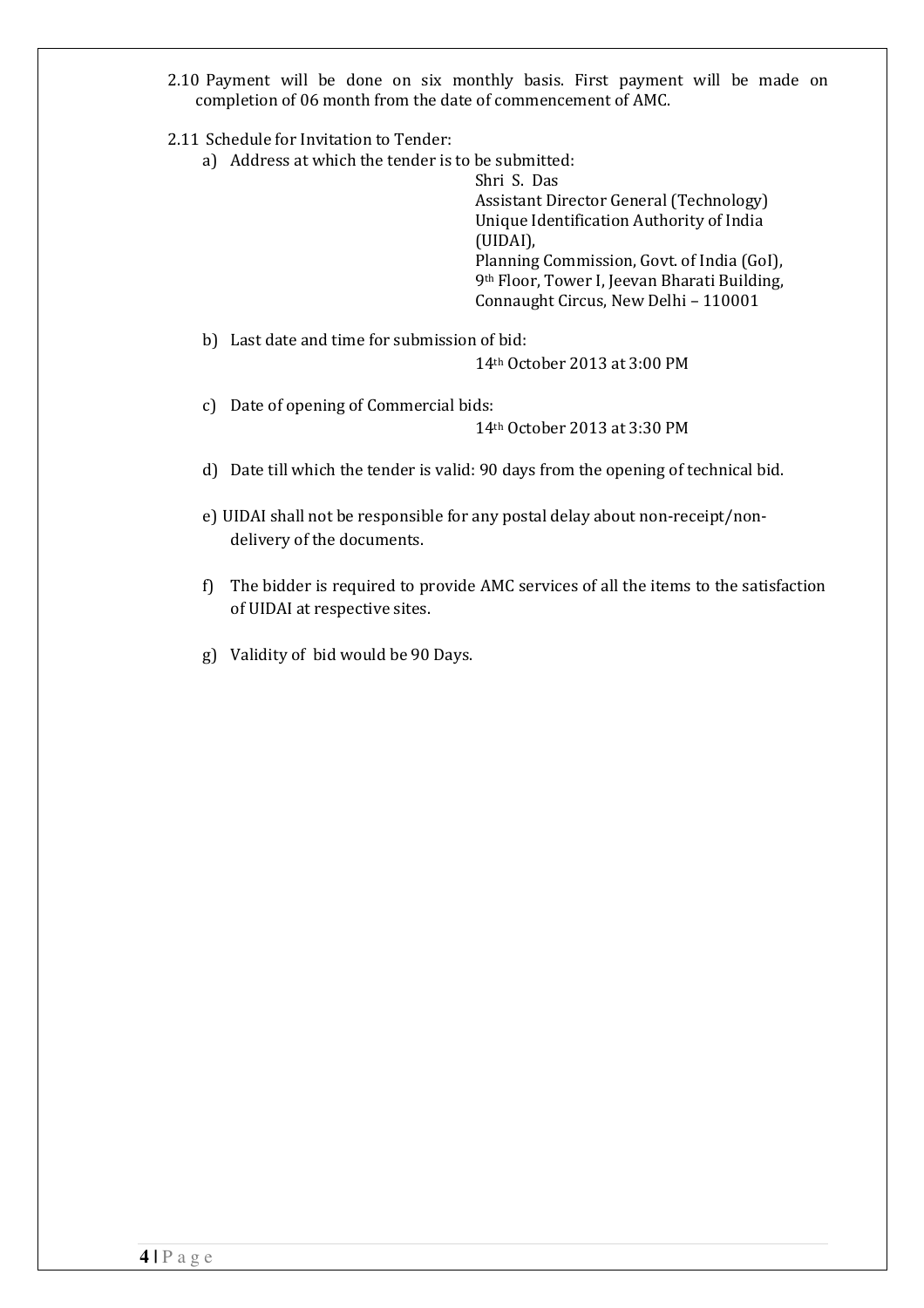2.10 Payment will be done on six monthly basis. First payment will be made on completion of 06 month from the date of commencement of AMC.

2.11 Schedule for Invitation to Tender:

a) Address at which the tender is to be submitted:

Shri S. Das
Assistant Director General (Technology)
Unique Identification Authority of India (UIDAI),
Planning Commission, Govt. of India (GoI),
9th Floor, Tower I, Jeevan Bharati Building,
Connaught Circus, New Delhi – 110001

b) Last date and time for submission of bid:

14th October 2013 at 3:00 PM

c) Date of opening of Commercial bids:

14th October 2013 at 3:30 PM

d) Date till which the tender is valid: 90 days from the opening of technical bid.

e) UIDAI shall not be responsible for any postal delay about non-receipt/non-delivery of the documents.

f) The bidder is required to provide AMC services of all the items to the satisfaction of UIDAI at respective sites.

g) Validity of bid would be 90 Days.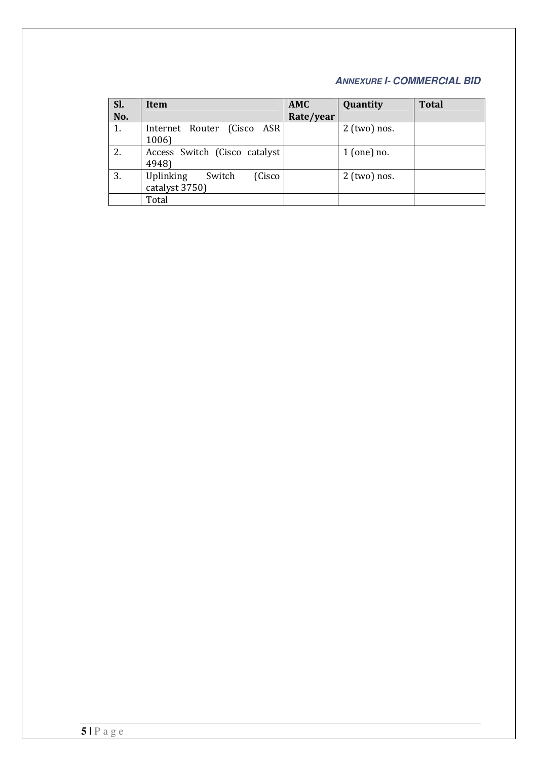### *ANNEXURE I- COMMERCIAL BID*

| Sl. No. | Item | AMC Rate/year | Quantity | Total |
|---|---|---|---|---|
| 1. | Internet Router (Cisco ASR 1006) | | 2 (two) nos. | |
| 2. | Access Switch (Cisco catalyst 4948) | | 1 (one) no. | |
| 3. | Uplinking Switch (Cisco catalyst 3750) | | 2 (two) nos. | |
| | Total | | | |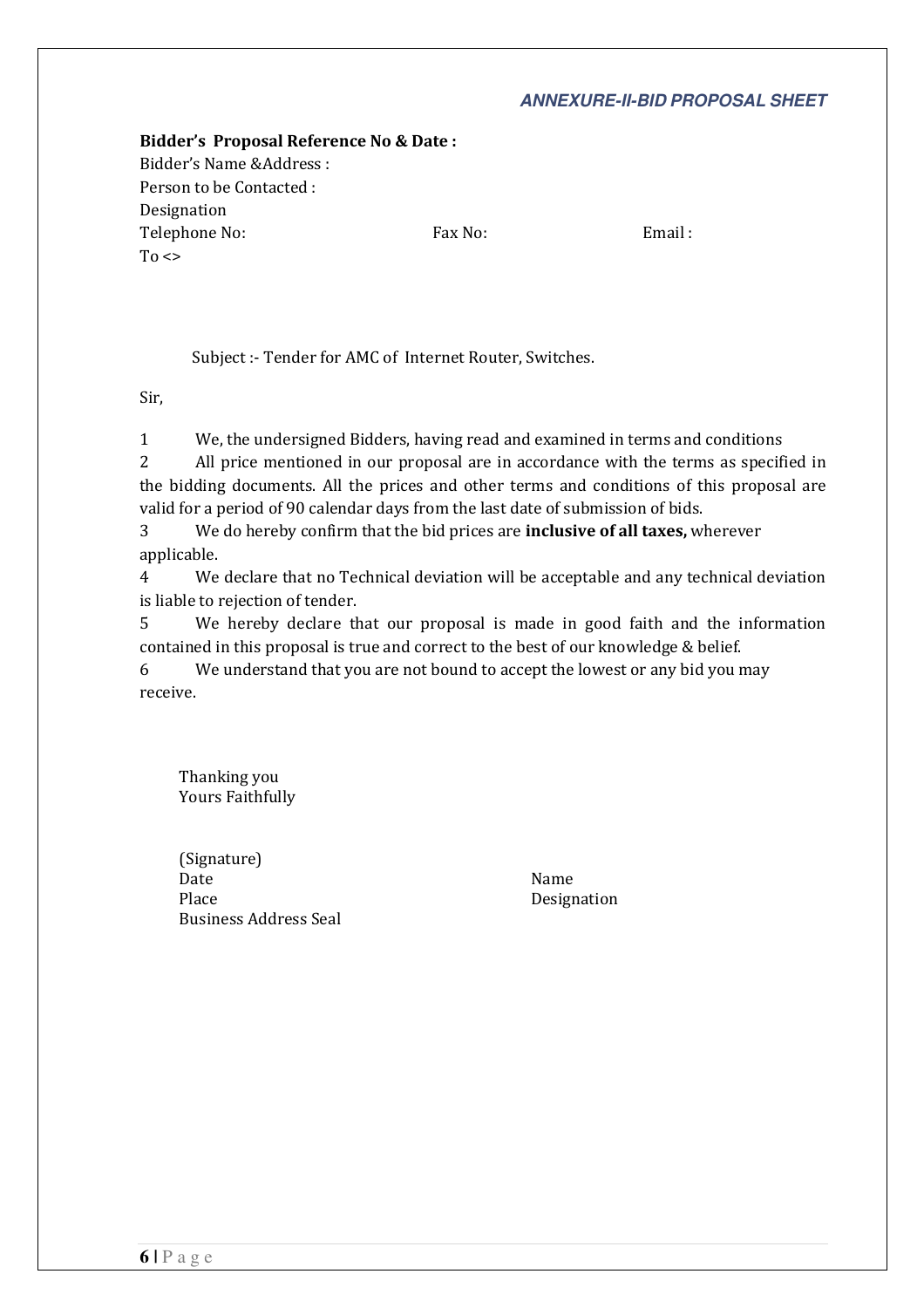## ANNEXURE-II-BID PROPOSAL SHEET

**Bidder's Proposal Reference No & Date :**

Bidder's Name &Address :

Person to be Contacted :

Designation

Telephone No: Fax No: Email :

To <>

Subject :- Tender for AMC of Internet Router, Switches.

Sir,

1 We, the undersigned Bidders, having read and examined in terms and conditions

2 All price mentioned in our proposal are in accordance with the terms as specified in the bidding documents. All the prices and other terms and conditions of this proposal are valid for a period of 90 calendar days from the last date of submission of bids.

3 We do hereby confirm that the bid prices are **inclusive of all taxes,** wherever applicable.

4 We declare that no Technical deviation will be acceptable and any technical deviation is liable to rejection of tender.

5 We hereby declare that our proposal is made in good faith and the information contained in this proposal is true and correct to the best of our knowledge & belief.

6 We understand that you are not bound to accept the lowest or any bid you may receive.

Thanking you
Yours Faithfully

(Signature)

Date

Place

Business Address Seal

Name

Designation